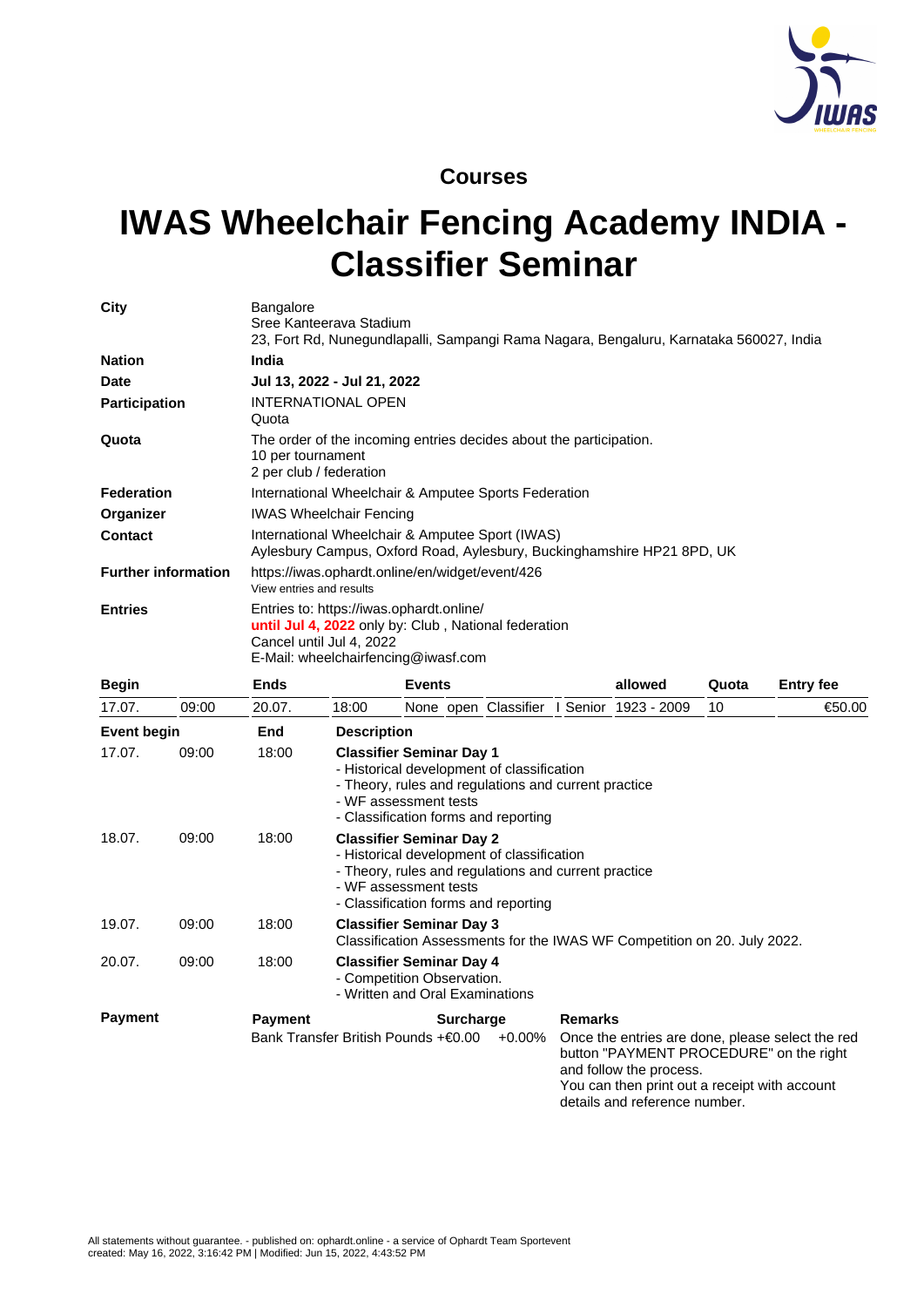## Courses

# IWAS Wheelchair Fencing Academy INDIA - Classifier Seminar

| | |
|---|---|
| **City** | Bangalore<br>Sree Kanteerava Stadium<br>23, Fort Rd, Nunegundlapalli, Sampangi Rama Nagara, Bengaluru, Karnataka 560027, India |
| **Nation** | **India** |
| **Date** | **Jul 13, 2022 - Jul 21, 2022** |
| **Participation** | INTERNATIONAL OPEN<br>Quota |
| **Quota** | The order of the incoming entries decides about the participation.<br>10 per tournament<br>2 per club / federation |
| **Federation** | International Wheelchair & Amputee Sports Federation |
| **Organizer** | IWAS Wheelchair Fencing |
| **Contact** | International Wheelchair & Amputee Sport (IWAS)<br>Aylesbury Campus, Oxford Road, Aylesbury, Buckinghamshire HP21 8PD, UK |
| **Further information** | https://iwas.ophardt.online/en/widget/event/426<br>View entries and results |
| **Entries** | Entries to: https://iwas.ophardt.online/<br>**until Jul 4, 2022** only by: Club , National federation<br>Cancel until Jul 4, 2022<br>E-Mail: wheelchairfencing@iwasf.com |

| Begin | | Ends | | Events | | | | allowed | Quota | Entry fee |
|---|---|---|---|---|---|---|---|---|---|---|
| 17.07. | 09:00 | 20.07. | 18:00 | None | open | Classifier | I Senior | 1923 - 2009 | 10 | €50.00 |

| Event begin | | End | Description |
|---|---|---|---|
| 17.07. | 09:00 | 18:00 | **Classifier Seminar Day 1**<br>- Historical development of classification<br>- Theory, rules and regulations and current practice<br>- WF assessment tests<br>- Classification forms and reporting |
| 18.07. | 09:00 | 18:00 | **Classifier Seminar Day 2**<br>- Historical development of classification<br>- Theory, rules and regulations and current practice<br>- WF assessment tests<br>- Classification forms and reporting |
| 19.07. | 09:00 | 18:00 | **Classifier Seminar Day 3**<br>Classification Assessments for the IWAS WF Competition on 20. July 2022. |
| 20.07. | 09:00 | 18:00 | **Classifier Seminar Day 4**<br>- Competition Observation.<br>- Written and Oral Examinations |

**Payment**

| Payment | Surcharge | | Remarks |
|---|---|---|---|
| Bank Transfer British Pounds | +€0.00 | +0.00% | Once the entries are done, please select the red button "PAYMENT PROCEDURE" on the right and follow the process.<br>You can then print out a receipt with account details and reference number. |

All statements without guarantee. - published on: ophardt.online - a service of Ophardt Team Sportevent
created: May 16, 2022, 3:16:42 PM | Modified: Jun 15, 2022, 4:43:52 PM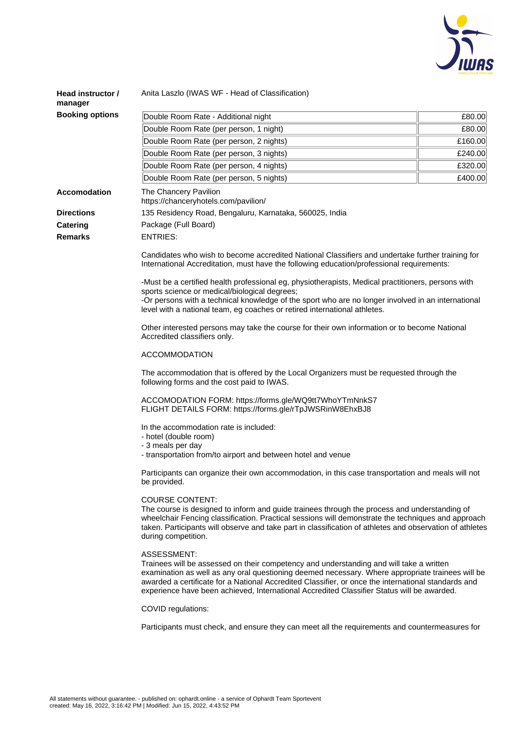| | |
|---|---|
| **Head instructor / manager** | Anita Laszlo (IWAS WF - Head of Classification) |
| **Booking options** | |

| Option | Price |
|---|---|
| Double Room Rate - Additional night | £80.00 |
| Double Room Rate (per person, 1 night) | £80.00 |
| Double Room Rate (per person, 2 nights) | £160.00 |
| Double Room Rate (per person, 3 nights) | £240.00 |
| Double Room Rate (per person, 4 nights) | £320.00 |
| Double Room Rate (per person, 5 nights) | £400.00 |

**Accomodation**
The Chancery Pavilion
https://chanceryhotels.com/pavilion/

**Directions**
135 Residency Road, Bengaluru, Karnataka, 560025, India

**Catering**
Package (Full Board)

**Remarks**
ENTRIES:

Candidates who wish to become accredited National Classifiers and undertake further training for International Accreditation, must have the following education/professional requirements:

-Must be a certified health professional eg, physiotherapists, Medical practitioners, persons with sports science or medical/biological degrees;
-Or persons with a technical knowledge of the sport who are no longer involved in an international level with a national team, eg coaches or retired international athletes.

Other interested persons may take the course for their own information or to become National Accredited classifiers only.

ACCOMMODATION

The accommodation that is offered by the Local Organizers must be requested through the following forms and the cost paid to IWAS.

ACCOMODATION FORM: https://forms.gle/WQ9tt7WhoYTmNnkS7
FLIGHT DETAILS FORM: https://forms.gle/rTpJWSRinW8EhxBJ8

In the accommodation rate is included:
- hotel (double room)
- 3 meals per day
- transportation from/to airport and between hotel and venue

Participants can organize their own accommodation, in this case transportation and meals will not be provided.

COURSE CONTENT:
The course is designed to inform and guide trainees through the process and understanding of wheelchair Fencing classification. Practical sessions will demonstrate the techniques and approach taken. Participants will observe and take part in classification of athletes and observation of athletes during competition.

ASSESSMENT:
Trainees will be assessed on their competency and understanding and will take a written examination as well as any oral questioning deemed necessary. Where appropriate trainees will be awarded a certificate for a National Accredited Classifier, or once the international standards and experience have been achieved, International Accredited Classifier Status will be awarded.

COVID regulations:

Participants must check, and ensure they can meet all the requirements and countermeasures for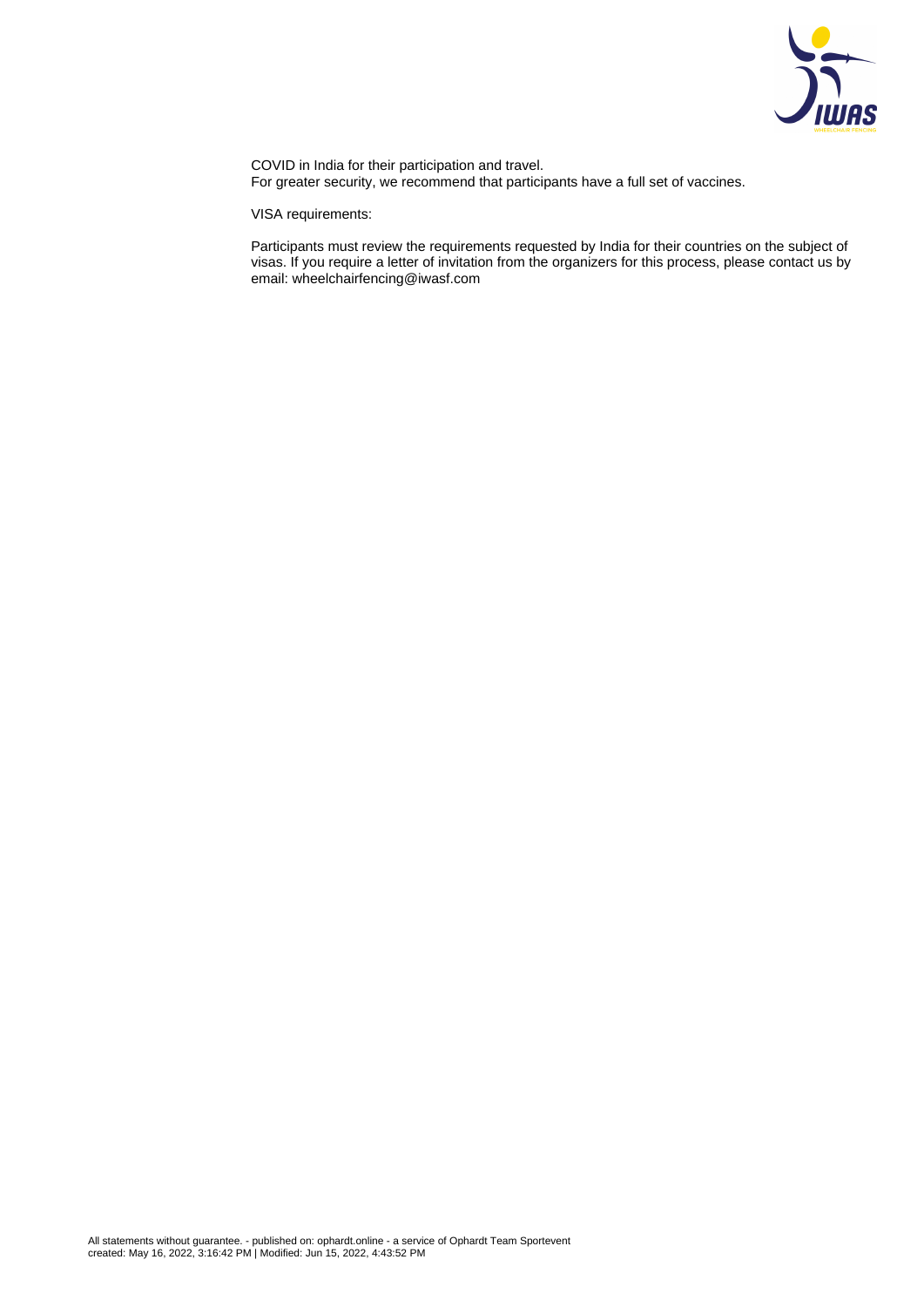COVID in India for their participation and travel.
For greater security, we recommend that participants have a full set of vaccines.

VISA requirements:

Participants must review the requirements requested by India for their countries on the subject of visas. If you require a letter of invitation from the organizers for this process, please contact us by email: wheelchairfencing@iwasf.com